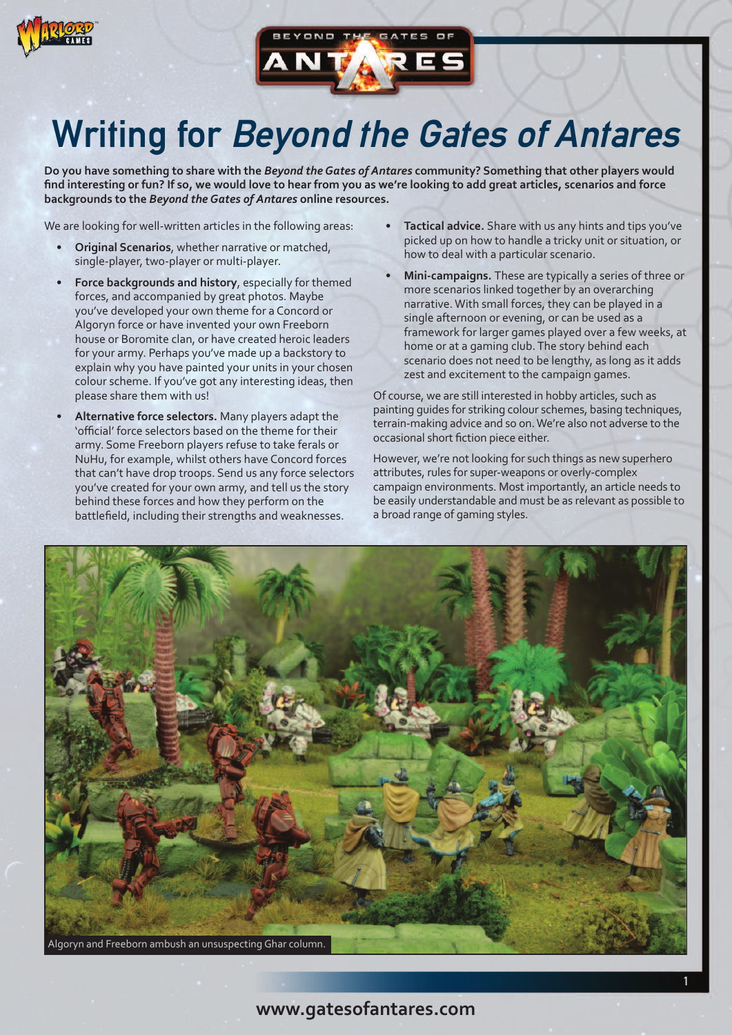# Writing for *Beyond the Gates of Antares*

**Do you have something to share with the *Beyond the Gates of Antares* community? Something that other players would find interesting or fun? If so, we would love to hear from you as we're looking to add great articles, scenarios and force backgrounds to the *Beyond the Gates of Antares* online resources.**

We are looking for well-written articles in the following areas:

- **Original Scenarios**, whether narrative or matched, single-player, two-player or multi-player.
- **Force backgrounds and history**, especially for themed forces, and accompanied by great photos. Maybe you've developed your own theme for a Concord or Algoryn force or have invented your own Freeborn house or Boromite clan, or have created heroic leaders for your army. Perhaps you've made up a backstory to explain why you have painted your units in your chosen colour scheme. If you've got any interesting ideas, then please share them with us!
- **Alternative force selectors.** Many players adapt the 'official' force selectors based on the theme for their army. Some Freeborn players refuse to take ferals or NuHu, for example, whilst others have Concord forces that can't have drop troops. Send us any force selectors you've created for your own army, and tell us the story behind these forces and how they perform on the battlefield, including their strengths and weaknesses.
- **Tactical advice.** Share with us any hints and tips you've picked up on how to handle a tricky unit or situation, or how to deal with a particular scenario.
- **Mini-campaigns.** These are typically a series of three or more scenarios linked together by an overarching narrative. With small forces, they can be played in a single afternoon or evening, or can be used as a framework for larger games played over a few weeks, at home or at a gaming club. The story behind each scenario does not need to be lengthy, as long as it adds zest and excitement to the campaign games.

Of course, we are still interested in hobby articles, such as painting guides for striking colour schemes, basing techniques, terrain-making advice and so on. We're also not adverse to the occasional short fiction piece either.

However, we're not looking for such things as new superhero attributes, rules for super-weapons or overly-complex campaign environments. Most importantly, an article needs to be easily understandable and must be as relevant as possible to a broad range of gaming styles.

Algoryn and Freeborn ambush an unsuspecting Ghar column.

www.gatesofantares.com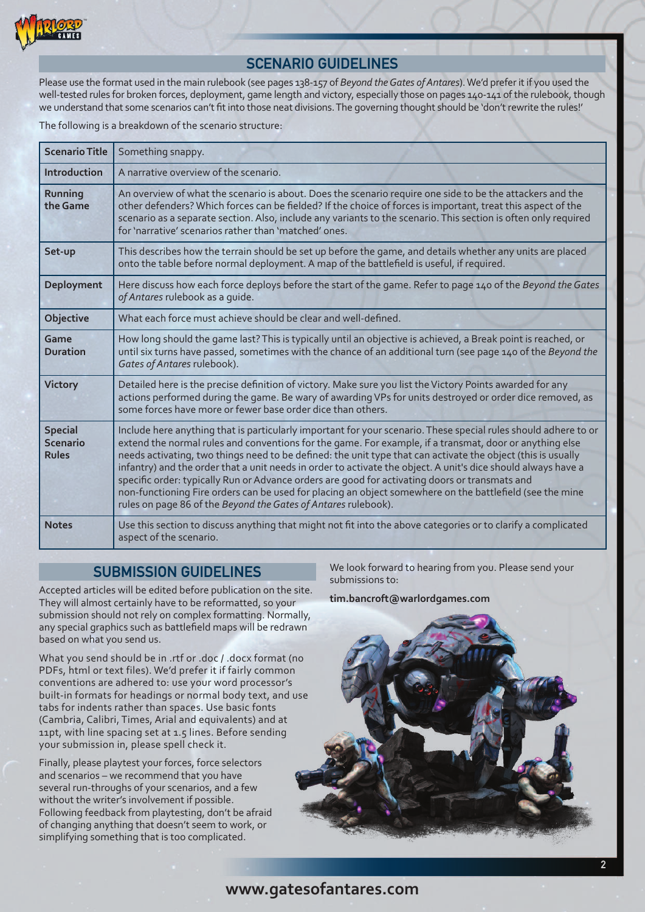## SCENARIO GUIDELINES

Please use the format used in the main rulebook (see pages 138-157 of *Beyond the Gates of Antares*). We'd prefer it if you used the well-tested rules for broken forces, deployment, game length and victory, especially those on pages 140-141 of the rulebook, though we understand that some scenarios can't fit into those neat divisions. The governing thought should be 'don't rewrite the rules!'

The following is a breakdown of the scenario structure:

| | |
|---|---|
| **Scenario Title** | Something snappy. |
| **Introduction** | A narrative overview of the scenario. |
| **Running the Game** | An overview of what the scenario is about. Does the scenario require one side to be the attackers and the other defenders? Which forces can be fielded? If the choice of forces is important, treat this aspect of the scenario as a separate section. Also, include any variants to the scenario. This section is often only required for 'narrative' scenarios rather than 'matched' ones. |
| **Set-up** | This describes how the terrain should be set up before the game, and details whether any units are placed onto the table before normal deployment. A map of the battlefield is useful, if required. |
| **Deployment** | Here discuss how each force deploys before the start of the game. Refer to page 140 of the *Beyond the Gates of Antares* rulebook as a guide. |
| **Objective** | What each force must achieve should be clear and well-defined. |
| **Game Duration** | How long should the game last? This is typically until an objective is achieved, a Break point is reached, or until six turns have passed, sometimes with the chance of an additional turn (see page 140 of the *Beyond the Gates of Antares* rulebook). |
| **Victory** | Detailed here is the precise definition of victory. Make sure you list the Victory Points awarded for any actions performed during the game. Be wary of awarding VPs for units destroyed or order dice removed, as some forces have more or fewer base order dice than others. |
| **Special Scenario Rules** | Include here anything that is particularly important for your scenario. These special rules should adhere to or extend the normal rules and conventions for the game. For example, if a transmat, door or anything else needs activating, two things need to be defined: the unit type that can activate the object (this is usually infantry) and the order that a unit needs in order to activate the object. A unit's dice should always have a specific order: typically Run or Advance orders are good for activating doors or transmats and non-functioning Fire orders can be used for placing an object somewhere on the battlefield (see the mine rules on page 86 of the *Beyond the Gates of Antares* rulebook). |
| **Notes** | Use this section to discuss anything that might not fit into the above categories or to clarify a complicated aspect of the scenario. |

## SUBMISSION GUIDELINES

Accepted articles will be edited before publication on the site. They will almost certainly have to be reformatted, so your submission should not rely on complex formatting. Normally, any special graphics such as battlefield maps will be redrawn based on what you send us.

What you send should be in .rtf or .doc / .docx format (no PDFs, html or text files). We'd prefer it if fairly common conventions are adhered to: use your word processor's built-in formats for headings or normal body text, and use tabs for indents rather than spaces. Use basic fonts (Cambria, Calibri, Times, Arial and equivalents) and at 11pt, with line spacing set at 1.5 lines. Before sending your submission in, please spell check it.

Finally, please playtest your forces, force selectors and scenarios – we recommend that you have several run-throughs of your scenarios, and a few without the writer's involvement if possible. Following feedback from playtesting, don't be afraid of changing anything that doesn't seem to work, or simplifying something that is too complicated.

We look forward to hearing from you. Please send your submissions to:

**tim.bancroft@warlordgames.com**

**www.gatesofantares.com**